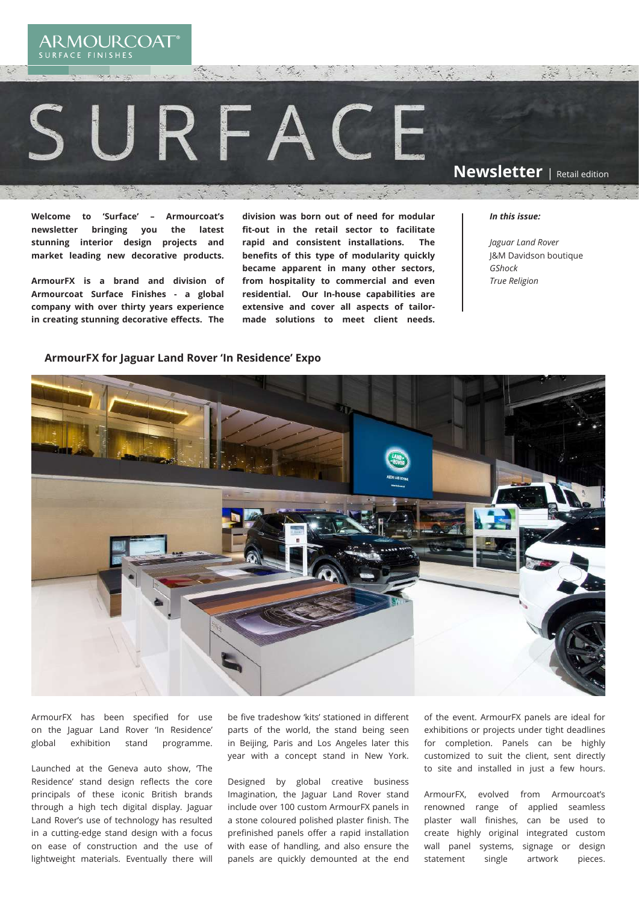ARMOURCOAT®
SURFACE FINISHES

# SURFACE

## Newsletter | Retail edition

**Welcome to 'Surface' – Armourcoat's newsletter bringing you the latest stunning interior design projects and market leading new decorative products.**

**ArmourFX is a brand and division of Armourcoat Surface Finishes - a global company with over thirty years experience in creating stunning decorative effects. The division was born out of need for modular fit-out in the retail sector to facilitate rapid and consistent installations. The benefits of this type of modularity quickly became apparent in many other sectors, from hospitality to commercial and even residential. Our In-house capabilities are extensive and cover all aspects of tailor-made solutions to meet client needs.**

***In this issue:***

*Jaguar Land Rover*
J&M Davidson boutique
*GShock*
*True Religion*

### ArmourFX for Jaguar Land Rover 'In Residence' Expo

ArmourFX has been specified for use on the Jaguar Land Rover 'In Residence' global exhibition stand programme.

Launched at the Geneva auto show, 'The Residence' stand design reflects the core principals of these iconic British brands through a high tech digital display. Jaguar Land Rover's use of technology has resulted in a cutting-edge stand design with a focus on ease of construction and the use of lightweight materials. Eventually there will be five tradeshow 'kits' stationed in different parts of the world, the stand being seen in Beijing, Paris and Los Angeles later this year with a concept stand in New York.

Designed by global creative business Imagination, the Jaguar Land Rover stand include over 100 custom ArmourFX panels in a stone coloured polished plaster finish. The prefinished panels offer a rapid installation with ease of handling, and also ensure the panels are quickly demounted at the end of the event. ArmourFX panels are ideal for exhibitions or projects under tight deadlines for completion. Panels can be highly customized to suit the client, sent directly to site and installed in just a few hours.

ArmourFX, evolved from Armourcoat's renowned range of applied seamless plaster wall finishes, can be used to create highly original integrated custom wall panel systems, signage or design statement single artwork pieces.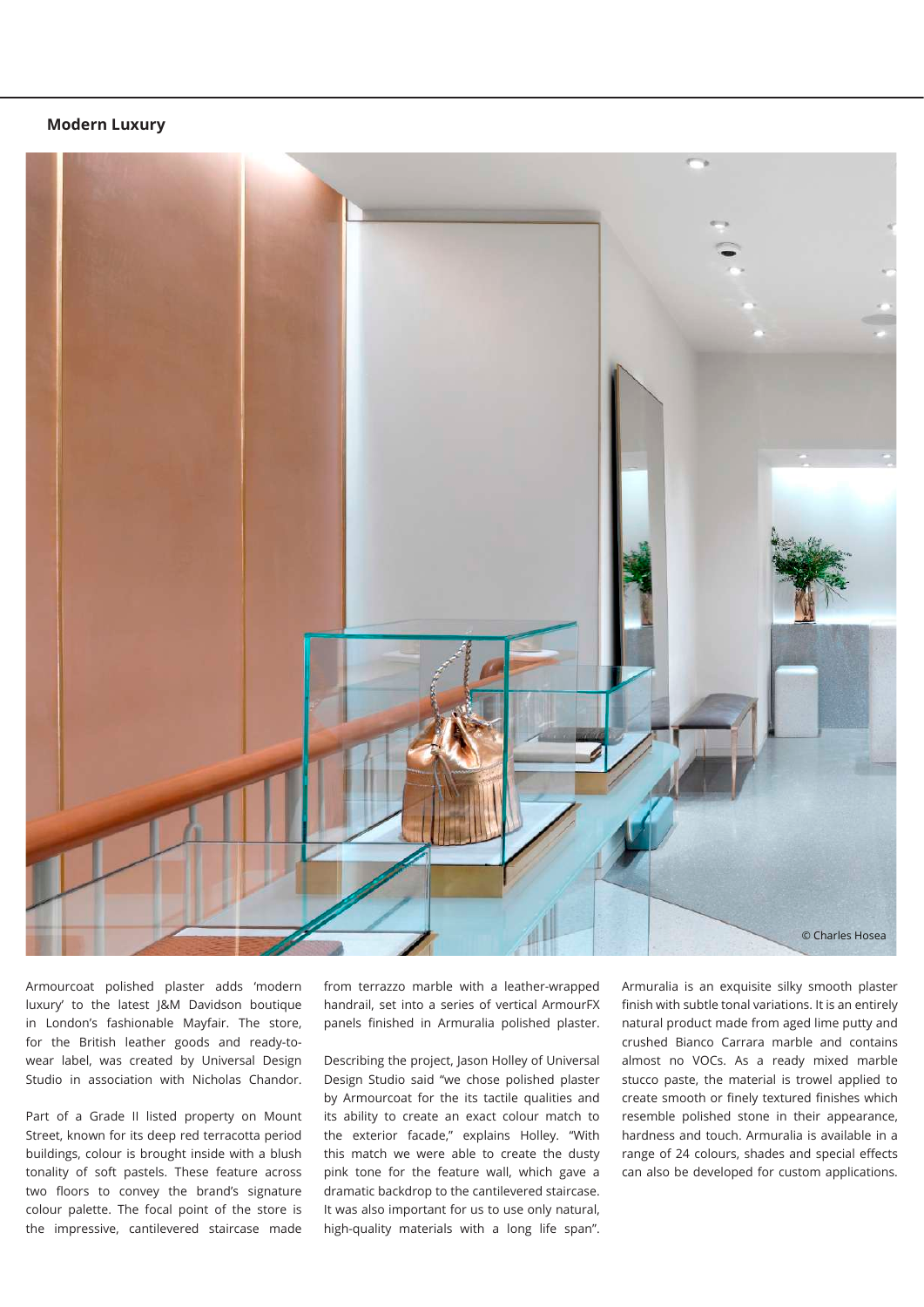## Modern Luxury

© Charles Hosea

Armourcoat polished plaster adds 'modern luxury' to the latest J&M Davidson boutique in London's fashionable Mayfair. The store, for the British leather goods and ready-to-wear label, was created by Universal Design Studio in association with Nicholas Chandor.

Part of a Grade II listed property on Mount Street, known for its deep red terracotta period buildings, colour is brought inside with a blush tonality of soft pastels. These feature across two floors to convey the brand's signature colour palette. The focal point of the store is the impressive, cantilevered staircase made from terrazzo marble with a leather-wrapped handrail, set into a series of vertical ArmourFX panels finished in Armuralia polished plaster.

Describing the project, Jason Holley of Universal Design Studio said "we chose polished plaster by Armourcoat for the its tactile qualities and its ability to create an exact colour match to the exterior facade," explains Holley. "With this match we were able to create the dusty pink tone for the feature wall, which gave a dramatic backdrop to the cantilevered staircase. It was also important for us to use only natural, high-quality materials with a long life span".

Armuralia is an exquisite silky smooth plaster finish with subtle tonal variations. It is an entirely natural product made from aged lime putty and crushed Bianco Carrara marble and contains almost no VOCs. As a ready mixed marble stucco paste, the material is trowel applied to create smooth or finely textured finishes which resemble polished stone in their appearance, hardness and touch. Armuralia is available in a range of 24 colours, shades and special effects can also be developed for custom applications.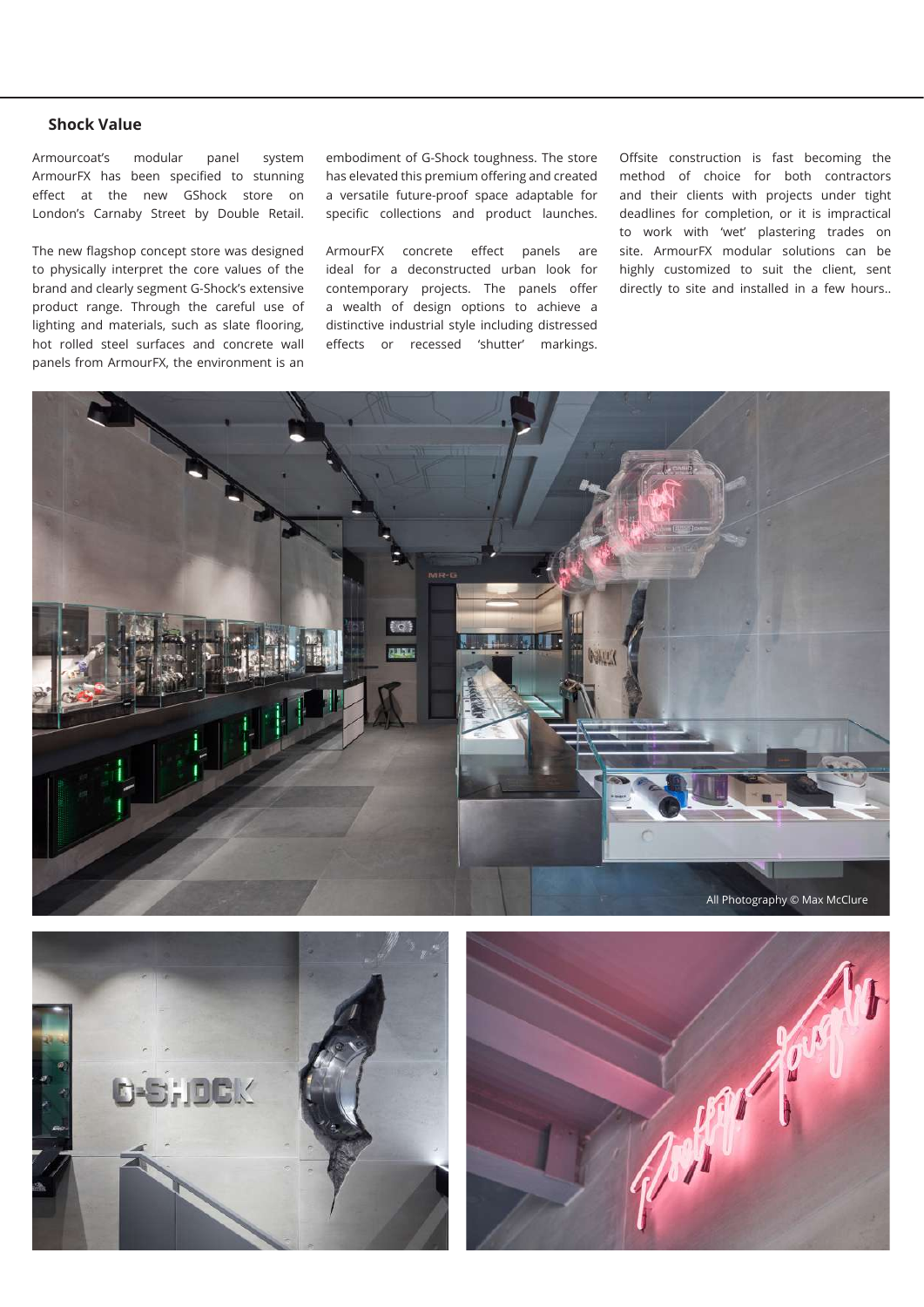## Shock Value

Armourcoat's modular panel system ArmourFX has been specified to stunning effect at the new GShock store on London's Carnaby Street by Double Retail.

The new flagshop concept store was designed to physically interpret the core values of the brand and clearly segment G-Shock's extensive product range. Through the careful use of lighting and materials, such as slate flooring, hot rolled steel surfaces and concrete wall panels from ArmourFX, the environment is an embodiment of G-Shock toughness. The store has elevated this premium offering and created a versatile future-proof space adaptable for specific collections and product launches.

ArmourFX concrete effect panels are ideal for a deconstructed urban look for contemporary projects. The panels offer a wealth of design options to achieve a distinctive industrial style including distressed effects or recessed 'shutter' markings.

Offsite construction is fast becoming the method of choice for both contractors and their clients with projects under tight deadlines for completion, or it is impractical to work with 'wet' plastering trades on site. ArmourFX modular solutions can be highly customized to suit the client, sent directly to site and installed in a few hours..

All Photography © Max McClure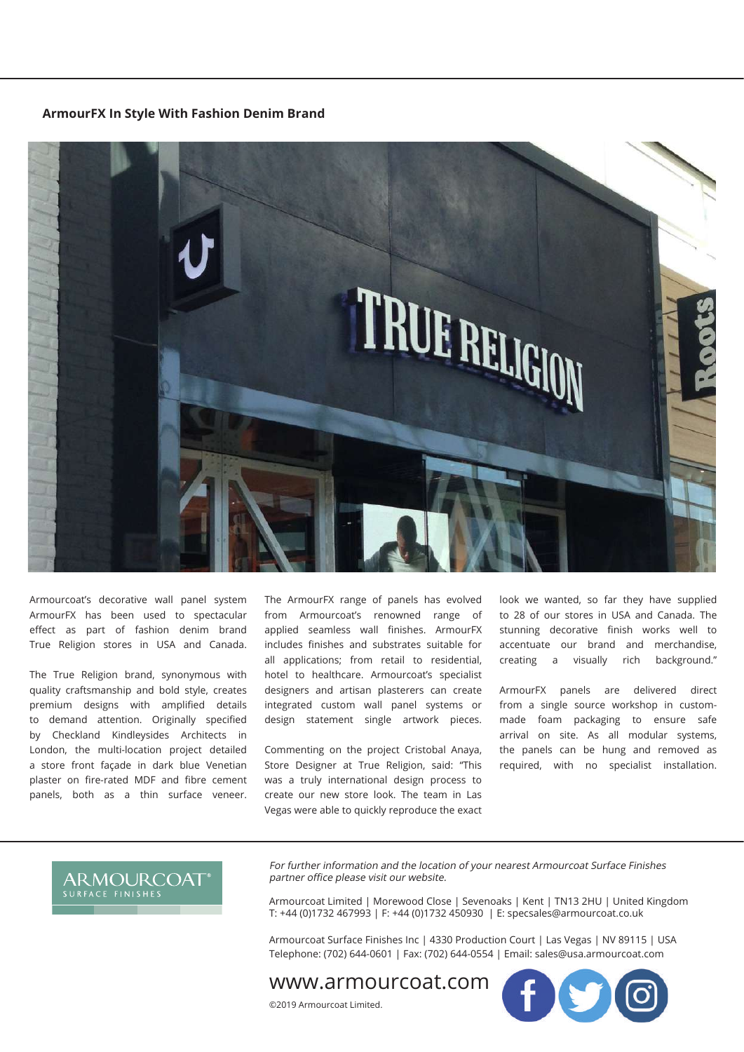## ArmourFX In Style With Fashion Denim Brand

Armourcoat's decorative wall panel system ArmourFX has been used to spectacular effect as part of fashion denim brand True Religion stores in USA and Canada.

The True Religion brand, synonymous with quality craftsmanship and bold style, creates premium designs with amplified details to demand attention. Originally specified by Checkland Kindleysides Architects in London, the multi-location project detailed a store front façade in dark blue Venetian plaster on fire-rated MDF and fibre cement panels, both as a thin surface veneer.

The ArmourFX range of panels has evolved from Armourcoat's renowned range of applied seamless wall finishes. ArmourFX includes finishes and substrates suitable for all applications; from retail to residential, hotel to healthcare. Armourcoat's specialist designers and artisan plasterers can create integrated custom wall panel systems or design statement single artwork pieces.

Commenting on the project Cristobal Anaya, Store Designer at True Religion, said: "This was a truly international design process to create our new store look. The team in Las Vegas were able to quickly reproduce the exact look we wanted, so far they have supplied to 28 of our stores in USA and Canada. The stunning decorative finish works well to accentuate our brand and merchandise, creating a visually rich background."

ArmourFX panels are delivered direct from a single source workshop in custom-made foam packaging to ensure safe arrival on site. As all modular systems, the panels can be hung and removed as required, with no specialist installation.

ARMOURCOAT®
SURFACE FINISHES

*For further information and the location of your nearest Armourcoat Surface Finishes partner office please visit our website.*

Armourcoat Limited | Morewood Close | Sevenoaks | Kent | TN13 2HU | United Kingdom
T: +44 (0)1732 467993 | F: +44 (0)1732 450930 | E: specsales@armourcoat.co.uk

Armourcoat Surface Finishes Inc | 4330 Production Court | Las Vegas | NV 89115 | USA
Telephone: (702) 644-0601 | Fax: (702) 644-0554 | Email: sales@usa.armourcoat.com

www.armourcoat.com

©2019 Armourcoat Limited.